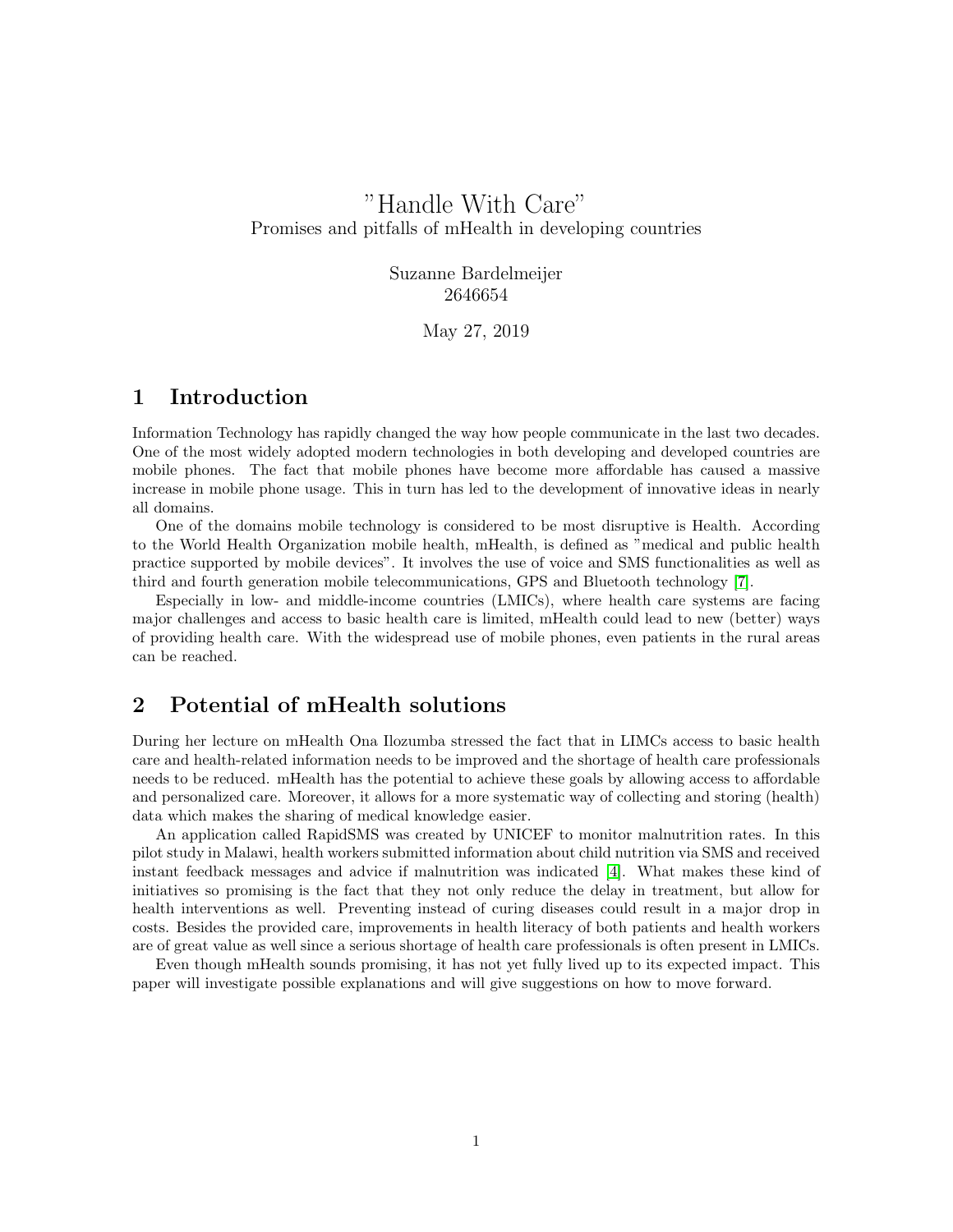# "Handle With Care"

Promises and pitfalls of mHealth in developing countries

Suzanne Bardelmeijer
2646654

May 27, 2019

## 1 Introduction

Information Technology has rapidly changed the way how people communicate in the last two decades. One of the most widely adopted modern technologies in both developing and developed countries are mobile phones. The fact that mobile phones have become more affordable has caused a massive increase in mobile phone usage. This in turn has led to the development of innovative ideas in nearly all domains.

One of the domains mobile technology is considered to be most disruptive is Health. According to the World Health Organization mobile health, mHealth, is defined as "medical and public health practice supported by mobile devices". It involves the use of voice and SMS functionalities as well as third and fourth generation mobile telecommunications, GPS and Bluetooth technology [7].

Especially in low- and middle-income countries (LMICs), where health care systems are facing major challenges and access to basic health care is limited, mHealth could lead to new (better) ways of providing health care. With the widespread use of mobile phones, even patients in the rural areas can be reached.

## 2 Potential of mHealth solutions

During her lecture on mHealth Ona Ilozumba stressed the fact that in LIMCs access to basic health care and health-related information needs to be improved and the shortage of health care professionals needs to be reduced. mHealth has the potential to achieve these goals by allowing access to affordable and personalized care. Moreover, it allows for a more systematic way of collecting and storing (health) data which makes the sharing of medical knowledge easier.

An application called RapidSMS was created by UNICEF to monitor malnutrition rates. In this pilot study in Malawi, health workers submitted information about child nutrition via SMS and received instant feedback messages and advice if malnutrition was indicated [4]. What makes these kind of initiatives so promising is the fact that they not only reduce the delay in treatment, but allow for health interventions as well. Preventing instead of curing diseases could result in a major drop in costs. Besides the provided care, improvements in health literacy of both patients and health workers are of great value as well since a serious shortage of health care professionals is often present in LMICs.

Even though mHealth sounds promising, it has not yet fully lived up to its expected impact. This paper will investigate possible explanations and will give suggestions on how to move forward.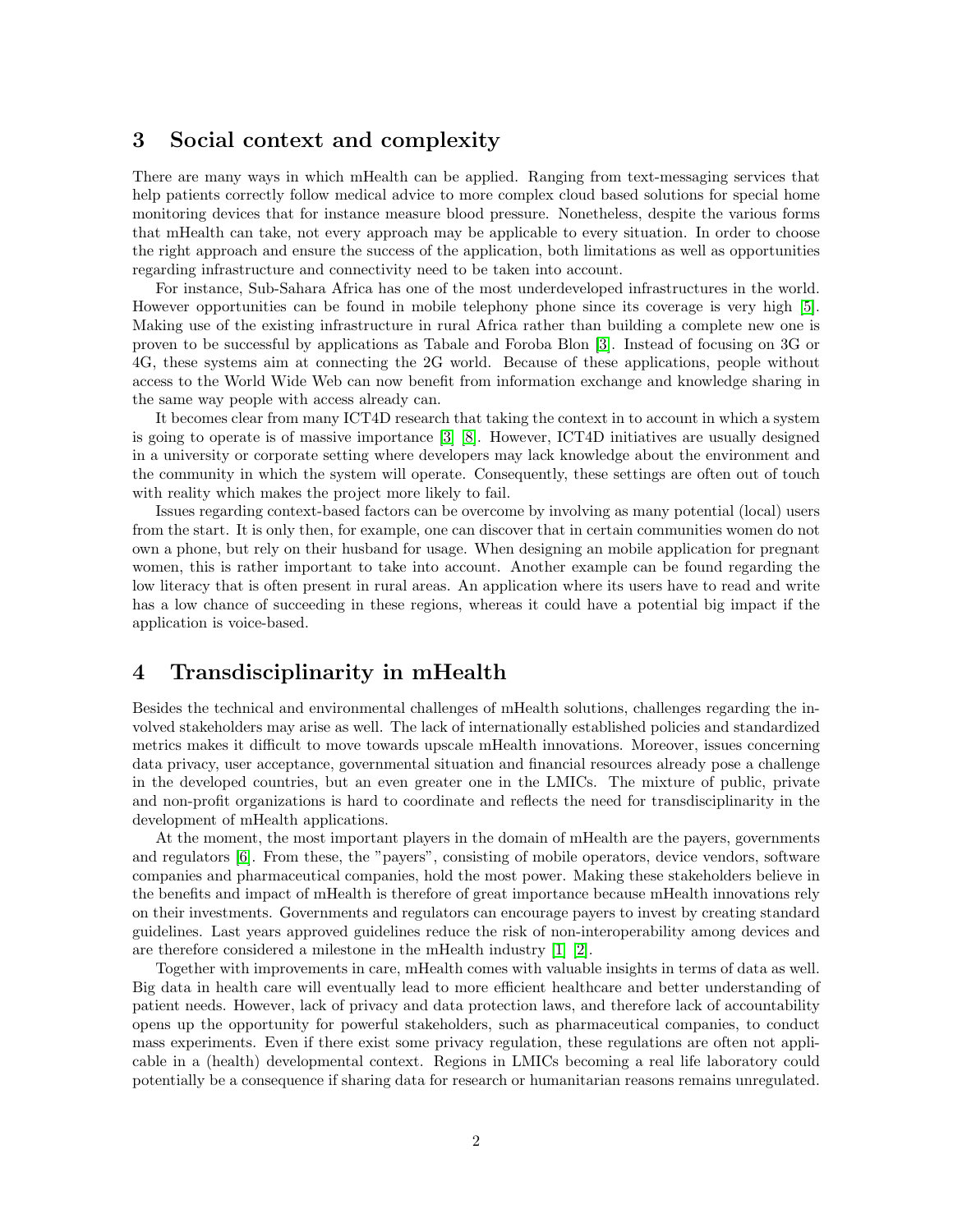## 3 Social context and complexity

There are many ways in which mHealth can be applied. Ranging from text-messaging services that help patients correctly follow medical advice to more complex cloud based solutions for special home monitoring devices that for instance measure blood pressure. Nonetheless, despite the various forms that mHealth can take, not every approach may be applicable to every situation. In order to choose the right approach and ensure the success of the application, both limitations as well as opportunities regarding infrastructure and connectivity need to be taken into account.

For instance, Sub-Sahara Africa has one of the most underdeveloped infrastructures in the world. However opportunities can be found in mobile telephony phone since its coverage is very high [5]. Making use of the existing infrastructure in rural Africa rather than building a complete new one is proven to be successful by applications as Tabale and Foroba Blon [3]. Instead of focusing on 3G or 4G, these systems aim at connecting the 2G world. Because of these applications, people without access to the World Wide Web can now benefit from information exchange and knowledge sharing in the same way people with access already can.

It becomes clear from many ICT4D research that taking the context in to account in which a system is going to operate is of massive importance [3] [8]. However, ICT4D initiatives are usually designed in a university or corporate setting where developers may lack knowledge about the environment and the community in which the system will operate. Consequently, these settings are often out of touch with reality which makes the project more likely to fail.

Issues regarding context-based factors can be overcome by involving as many potential (local) users from the start. It is only then, for example, one can discover that in certain communities women do not own a phone, but rely on their husband for usage. When designing an mobile application for pregnant women, this is rather important to take into account. Another example can be found regarding the low literacy that is often present in rural areas. An application where its users have to read and write has a low chance of succeeding in these regions, whereas it could have a potential big impact if the application is voice-based.

## 4 Transdisciplinarity in mHealth

Besides the technical and environmental challenges of mHealth solutions, challenges regarding the involved stakeholders may arise as well. The lack of internationally established policies and standardized metrics makes it difficult to move towards upscale mHealth innovations. Moreover, issues concerning data privacy, user acceptance, governmental situation and financial resources already pose a challenge in the developed countries, but an even greater one in the LMICs. The mixture of public, private and non-profit organizations is hard to coordinate and reflects the need for transdisciplinarity in the development of mHealth applications.

At the moment, the most important players in the domain of mHealth are the payers, governments and regulators [6]. From these, the "payers", consisting of mobile operators, device vendors, software companies and pharmaceutical companies, hold the most power. Making these stakeholders believe in the benefits and impact of mHealth is therefore of great importance because mHealth innovations rely on their investments. Governments and regulators can encourage payers to invest by creating standard guidelines. Last years approved guidelines reduce the risk of non-interoperability among devices and are therefore considered a milestone in the mHealth industry [1] [2].

Together with improvements in care, mHealth comes with valuable insights in terms of data as well. Big data in health care will eventually lead to more efficient healthcare and better understanding of patient needs. However, lack of privacy and data protection laws, and therefore lack of accountability opens up the opportunity for powerful stakeholders, such as pharmaceutical companies, to conduct mass experiments. Even if there exist some privacy regulation, these regulations are often not applicable in a (health) developmental context. Regions in LMICs becoming a real life laboratory could potentially be a consequence if sharing data for research or humanitarian reasons remains unregulated.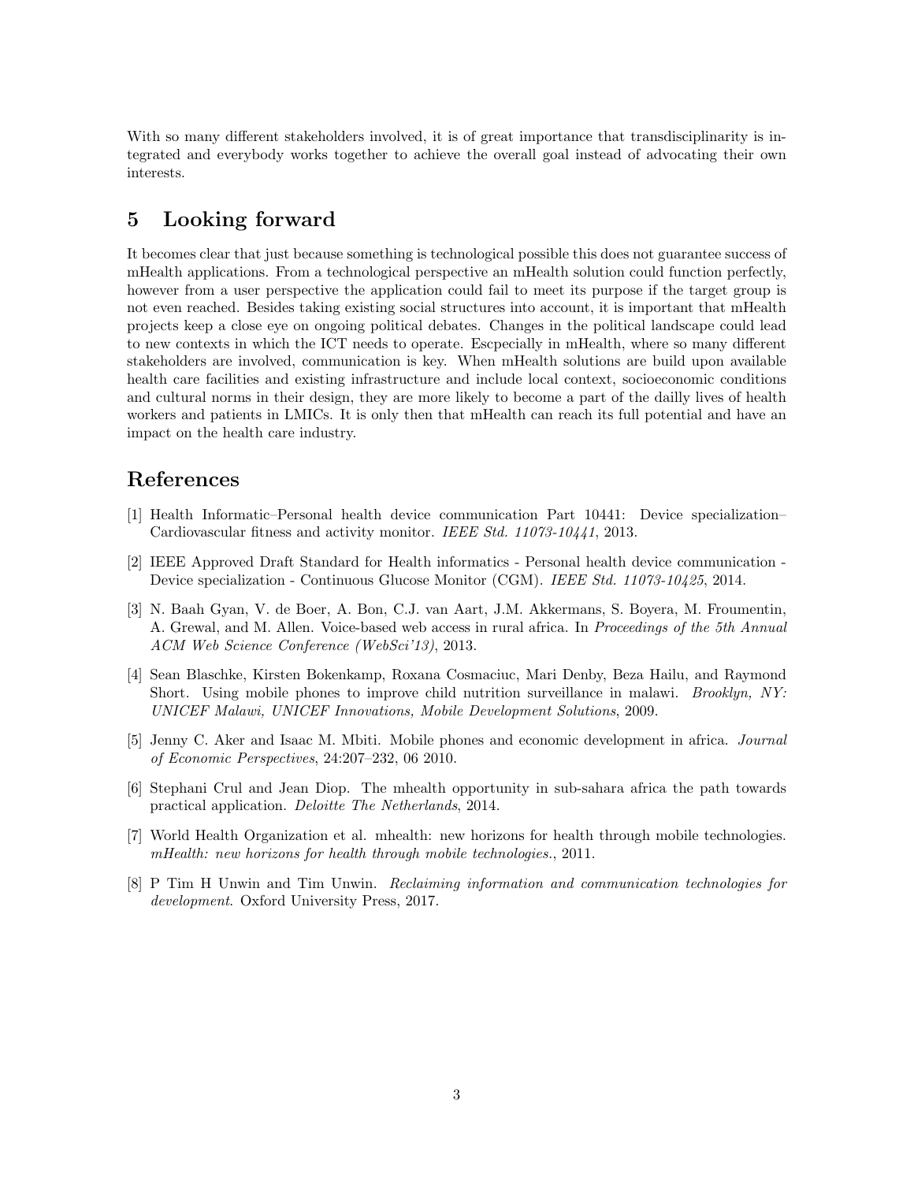With so many different stakeholders involved, it is of great importance that transdisciplinarity is integrated and everybody works together to achieve the overall goal instead of advocating their own interests.

## 5 Looking forward

It becomes clear that just because something is technological possible this does not guarantee success of mHealth applications. From a technological perspective an mHealth solution could function perfectly, however from a user perspective the application could fail to meet its purpose if the target group is not even reached. Besides taking existing social structures into account, it is important that mHealth projects keep a close eye on ongoing political debates. Changes in the political landscape could lead to new contexts in which the ICT needs to operate. Escpecially in mHealth, where so many different stakeholders are involved, communication is key. When mHealth solutions are build upon available health care facilities and existing infrastructure and include local context, socioeconomic conditions and cultural norms in their design, they are more likely to become a part of the dailly lives of health workers and patients in LMICs. It is only then that mHealth can reach its full potential and have an impact on the health care industry.

## References

[1] Health Informatic–Personal health device communication Part 10441: Device specialization–Cardiovascular fitness and activity monitor. *IEEE Std. 11073-10441*, 2013.

[2] IEEE Approved Draft Standard for Health informatics - Personal health device communication - Device specialization - Continuous Glucose Monitor (CGM). *IEEE Std. 11073-10425*, 2014.

[3] N. Baah Gyan, V. de Boer, A. Bon, C.J. van Aart, J.M. Akkermans, S. Boyera, M. Froumentin, A. Grewal, and M. Allen. Voice-based web access in rural africa. In *Proceedings of the 5th Annual ACM Web Science Conference (WebSci'13)*, 2013.

[4] Sean Blaschke, Kirsten Bokenkamp, Roxana Cosmaciuc, Mari Denby, Beza Hailu, and Raymond Short. Using mobile phones to improve child nutrition surveillance in malawi. *Brooklyn, NY: UNICEF Malawi, UNICEF Innovations, Mobile Development Solutions*, 2009.

[5] Jenny C. Aker and Isaac M. Mbiti. Mobile phones and economic development in africa. *Journal of Economic Perspectives*, 24:207–232, 06 2010.

[6] Stephani Crul and Jean Diop. The mhealth opportunity in sub-sahara africa the path towards practical application. *Deloitte The Netherlands*, 2014.

[7] World Health Organization et al. mhealth: new horizons for health through mobile technologies. *mHealth: new horizons for health through mobile technologies.*, 2011.

[8] P Tim H Unwin and Tim Unwin. *Reclaiming information and communication technologies for development*. Oxford University Press, 2017.